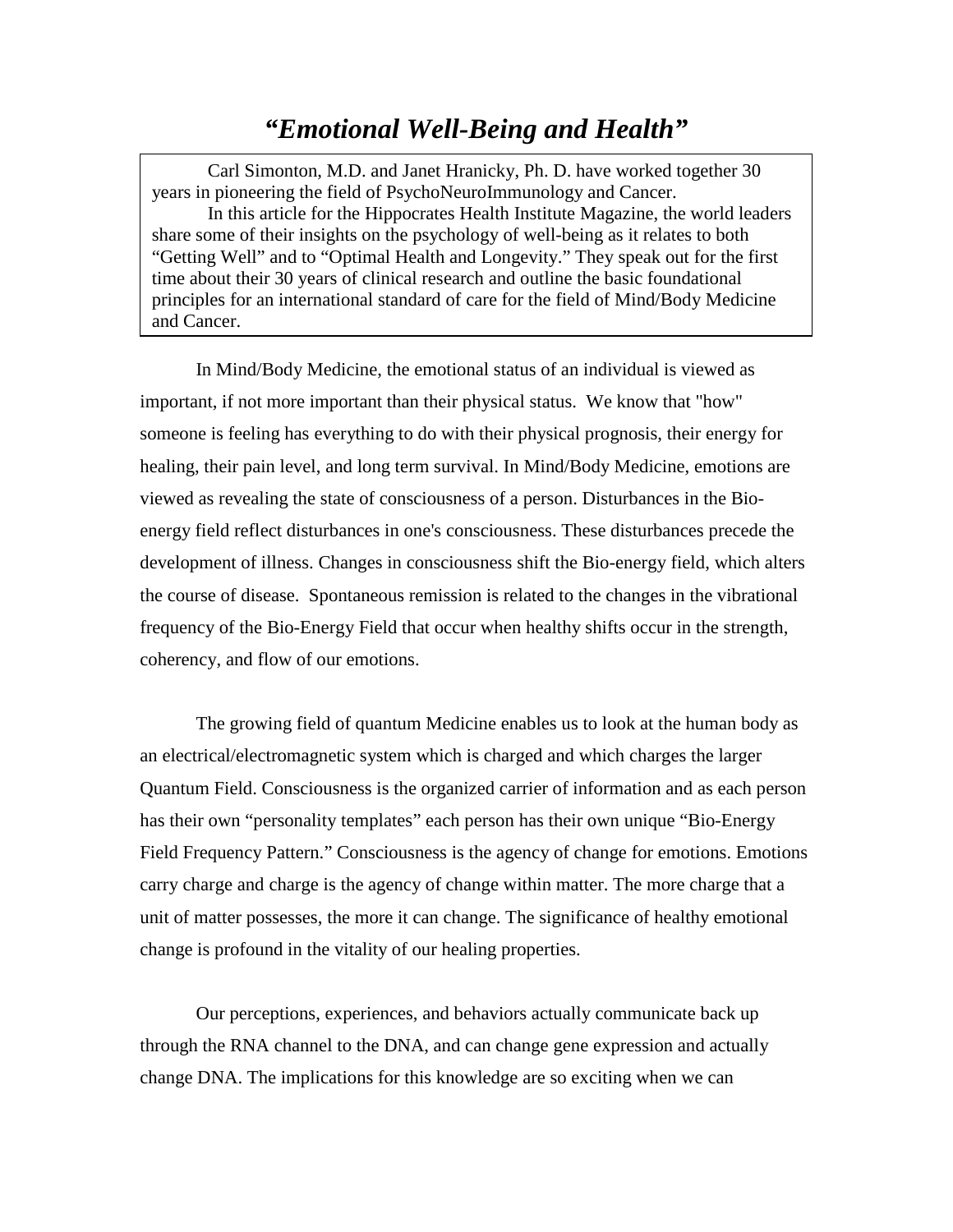# *"Emotional Well-Being and Health"*

> Carl Simonton, M.D. and Janet Hranicky, Ph. D. have worked together 30 years in pioneering the field of PsychoNeuroImmunology and Cancer.
>
> In this article for the Hippocrates Health Institute Magazine, the world leaders share some of their insights on the psychology of well-being as it relates to both "Getting Well" and to "Optimal Health and Longevity." They speak out for the first time about their 30 years of clinical research and outline the basic foundational principles for an international standard of care for the field of Mind/Body Medicine and Cancer.

In Mind/Body Medicine, the emotional status of an individual is viewed as important, if not more important than their physical status. We know that "how" someone is feeling has everything to do with their physical prognosis, their energy for healing, their pain level, and long term survival. In Mind/Body Medicine, emotions are viewed as revealing the state of consciousness of a person. Disturbances in the Bio-energy field reflect disturbances in one's consciousness. These disturbances precede the development of illness. Changes in consciousness shift the Bio-energy field, which alters the course of disease. Spontaneous remission is related to the changes in the vibrational frequency of the Bio-Energy Field that occur when healthy shifts occur in the strength, coherency, and flow of our emotions.

The growing field of quantum Medicine enables us to look at the human body as an electrical/electromagnetic system which is charged and which charges the larger Quantum Field. Consciousness is the organized carrier of information and as each person has their own "personality templates" each person has their own unique "Bio-Energy Field Frequency Pattern." Consciousness is the agency of change for emotions. Emotions carry charge and charge is the agency of change within matter. The more charge that a unit of matter possesses, the more it can change. The significance of healthy emotional change is profound in the vitality of our healing properties.

Our perceptions, experiences, and behaviors actually communicate back up through the RNA channel to the DNA, and can change gene expression and actually change DNA. The implications for this knowledge are so exciting when we can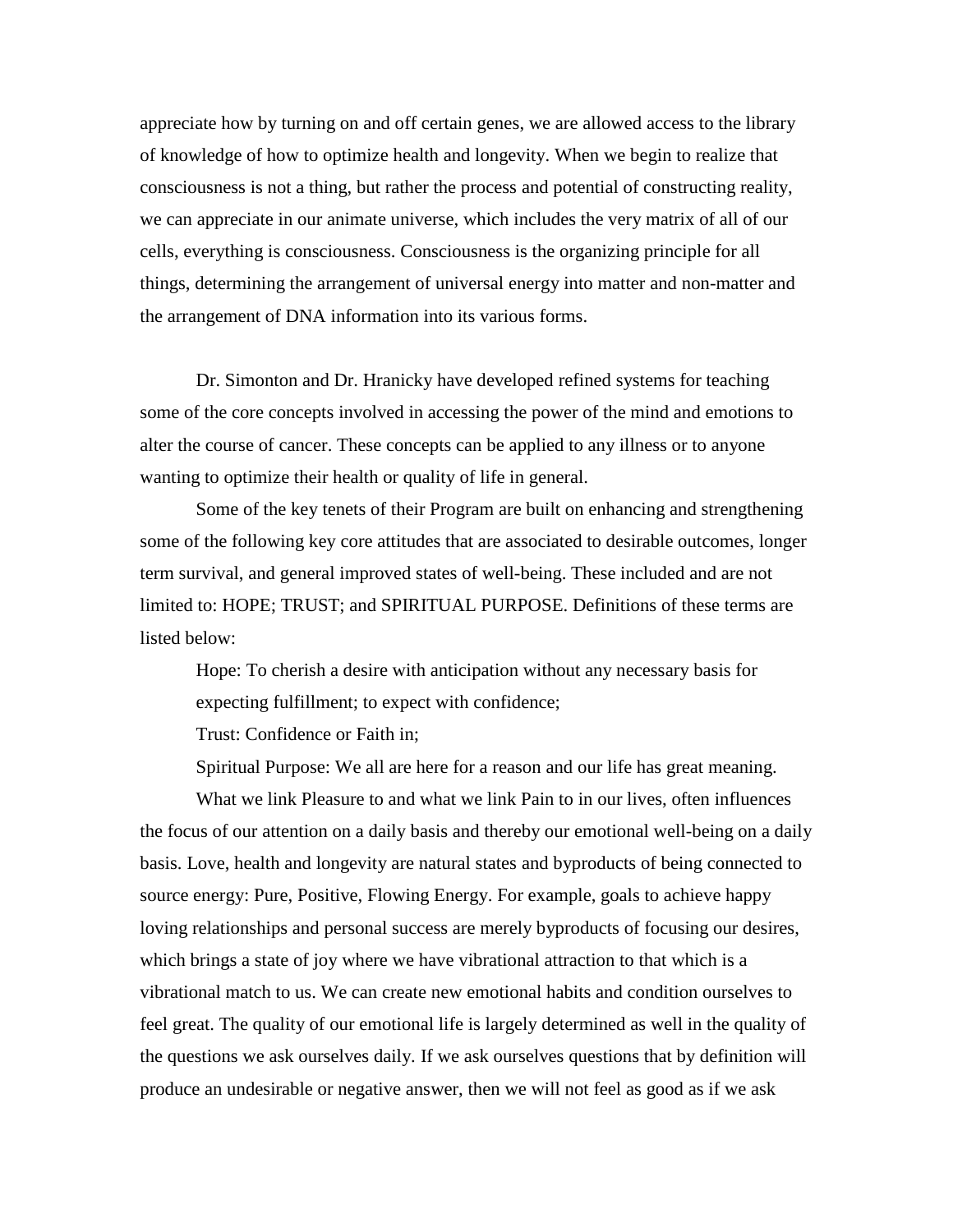appreciate how by turning on and off certain genes, we are allowed access to the library of knowledge of how to optimize health and longevity. When we begin to realize that consciousness is not a thing, but rather the process and potential of constructing reality, we can appreciate in our animate universe, which includes the very matrix of all of our cells, everything is consciousness. Consciousness is the organizing principle for all things, determining the arrangement of universal energy into matter and non-matter and the arrangement of DNA information into its various forms.

Dr. Simonton and Dr. Hranicky have developed refined systems for teaching some of the core concepts involved in accessing the power of the mind and emotions to alter the course of cancer. These concepts can be applied to any illness or to anyone wanting to optimize their health or quality of life in general.

Some of the key tenets of their Program are built on enhancing and strengthening some of the following key core attitudes that are associated to desirable outcomes, longer term survival, and general improved states of well-being. These included and are not limited to: HOPE; TRUST; and SPIRITUAL PURPOSE. Definitions of these terms are listed below:

Hope: To cherish a desire with anticipation without any necessary basis for expecting fulfillment; to expect with confidence;

Trust: Confidence or Faith in;

Spiritual Purpose: We all are here for a reason and our life has great meaning.

What we link Pleasure to and what we link Pain to in our lives, often influences the focus of our attention on a daily basis and thereby our emotional well-being on a daily basis. Love, health and longevity are natural states and byproducts of being connected to source energy: Pure, Positive, Flowing Energy. For example, goals to achieve happy loving relationships and personal success are merely byproducts of focusing our desires, which brings a state of joy where we have vibrational attraction to that which is a vibrational match to us. We can create new emotional habits and condition ourselves to feel great. The quality of our emotional life is largely determined as well in the quality of the questions we ask ourselves daily. If we ask ourselves questions that by definition will produce an undesirable or negative answer, then we will not feel as good as if we ask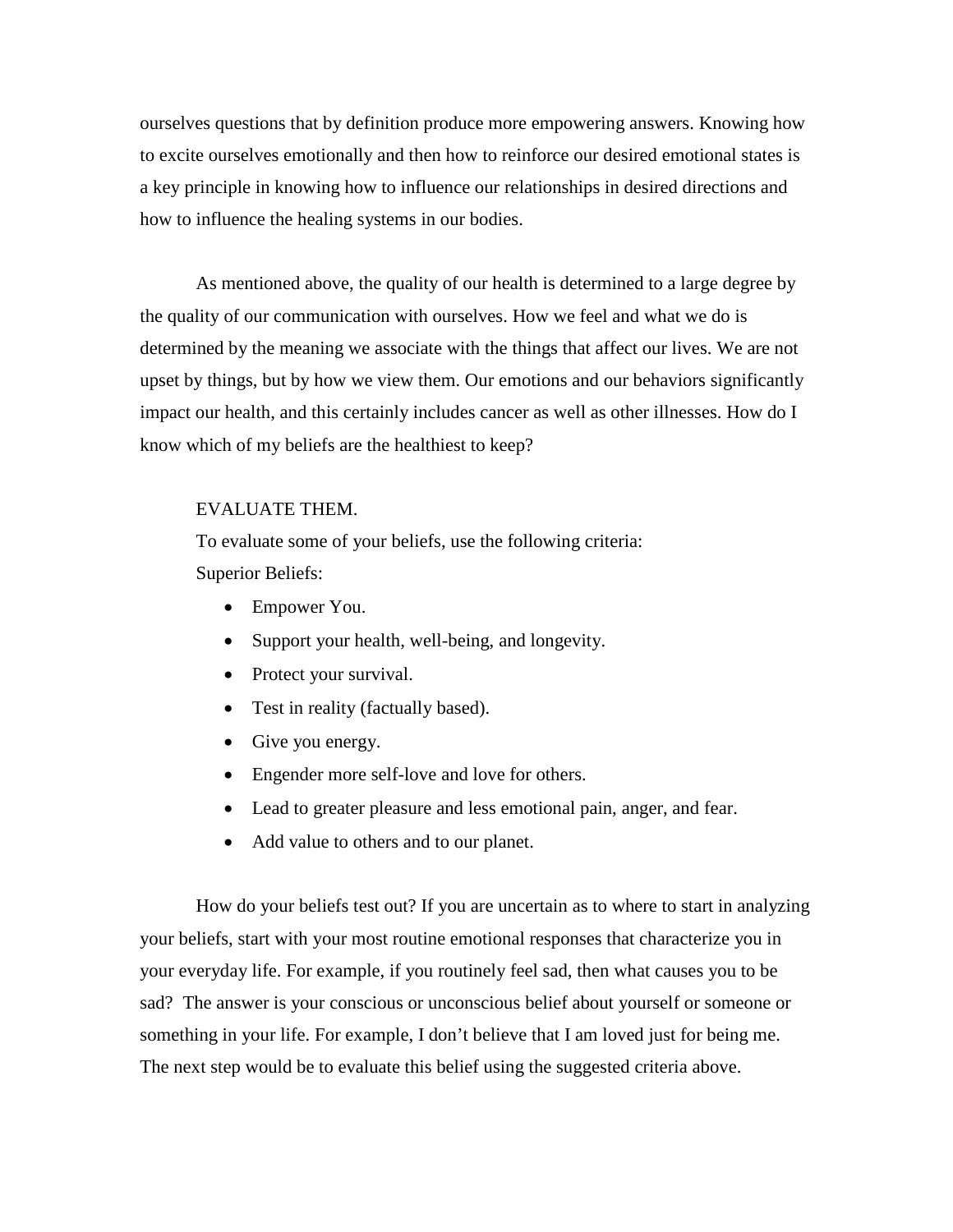ourselves questions that by definition produce more empowering answers. Knowing how to excite ourselves emotionally and then how to reinforce our desired emotional states is a key principle in knowing how to influence our relationships in desired directions and how to influence the healing systems in our bodies.

As mentioned above, the quality of our health is determined to a large degree by the quality of our communication with ourselves. How we feel and what we do is determined by the meaning we associate with the things that affect our lives. We are not upset by things, but by how we view them. Our emotions and our behaviors significantly impact our health, and this certainly includes cancer as well as other illnesses. How do I know which of my beliefs are the healthiest to keep?

EVALUATE THEM.

To evaluate some of your beliefs, use the following criteria:

Superior Beliefs:

- Empower You.
- Support your health, well-being, and longevity.
- Protect your survival.
- Test in reality (factually based).
- Give you energy.
- Engender more self-love and love for others.
- Lead to greater pleasure and less emotional pain, anger, and fear.
- Add value to others and to our planet.

How do your beliefs test out? If you are uncertain as to where to start in analyzing your beliefs, start with your most routine emotional responses that characterize you in your everyday life. For example, if you routinely feel sad, then what causes you to be sad? The answer is your conscious or unconscious belief about yourself or someone or something in your life. For example, I don't believe that I am loved just for being me. The next step would be to evaluate this belief using the suggested criteria above.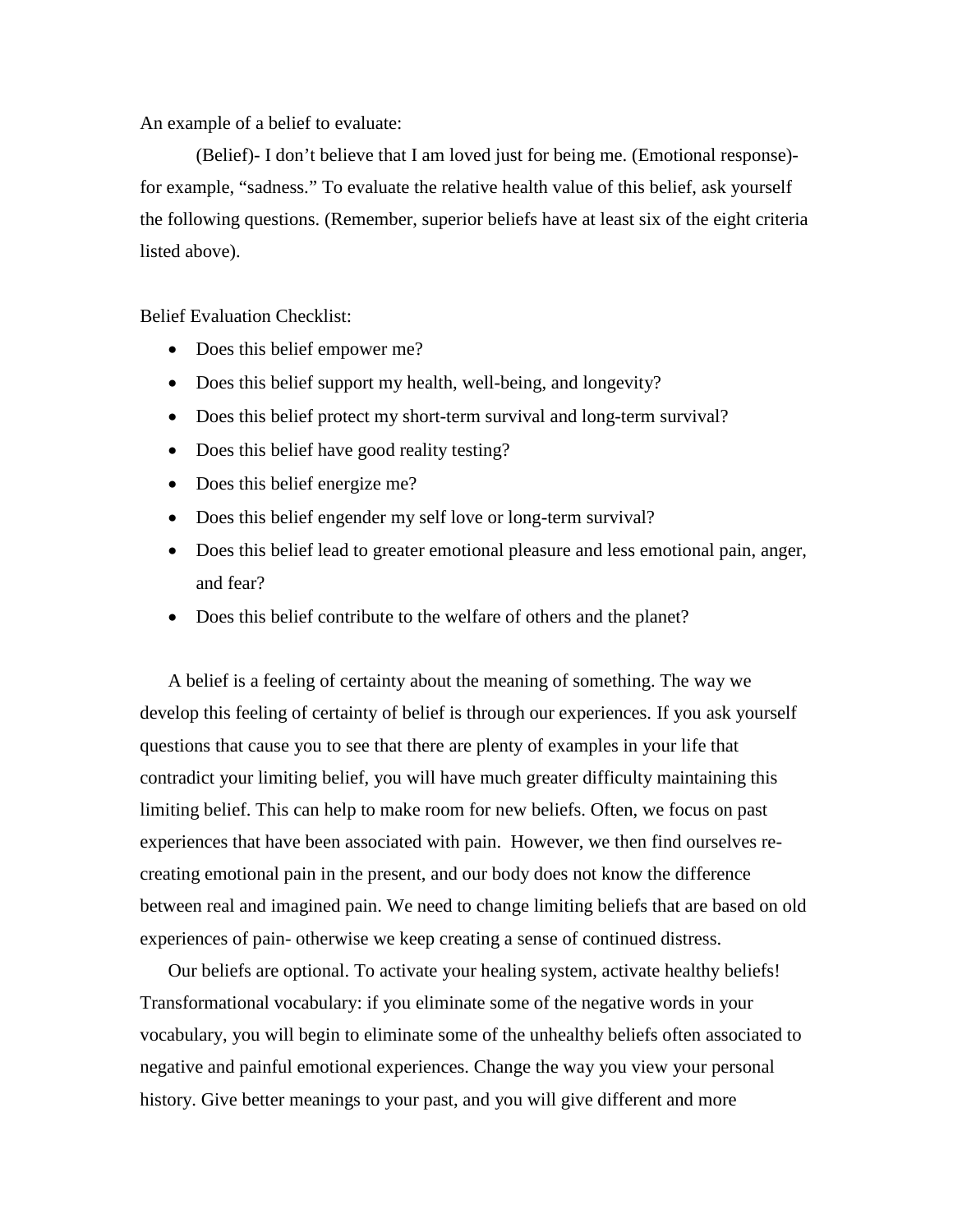An example of a belief to evaluate:

(Belief)- I don't believe that I am loved just for being me. (Emotional response)- for example, "sadness." To evaluate the relative health value of this belief, ask yourself the following questions. (Remember, superior beliefs have at least six of the eight criteria listed above).

Belief Evaluation Checklist:

- Does this belief empower me?
- Does this belief support my health, well-being, and longevity?
- Does this belief protect my short-term survival and long-term survival?
- Does this belief have good reality testing?
- Does this belief energize me?
- Does this belief engender my self love or long-term survival?
- Does this belief lead to greater emotional pleasure and less emotional pain, anger, and fear?
- Does this belief contribute to the welfare of others and the planet?

A belief is a feeling of certainty about the meaning of something. The way we develop this feeling of certainty of belief is through our experiences. If you ask yourself questions that cause you to see that there are plenty of examples in your life that contradict your limiting belief, you will have much greater difficulty maintaining this limiting belief. This can help to make room for new beliefs. Often, we focus on past experiences that have been associated with pain. However, we then find ourselves re-creating emotional pain in the present, and our body does not know the difference between real and imagined pain. We need to change limiting beliefs that are based on old experiences of pain- otherwise we keep creating a sense of continued distress.

Our beliefs are optional. To activate your healing system, activate healthy beliefs! Transformational vocabulary: if you eliminate some of the negative words in your vocabulary, you will begin to eliminate some of the unhealthy beliefs often associated to negative and painful emotional experiences. Change the way you view your personal history. Give better meanings to your past, and you will give different and more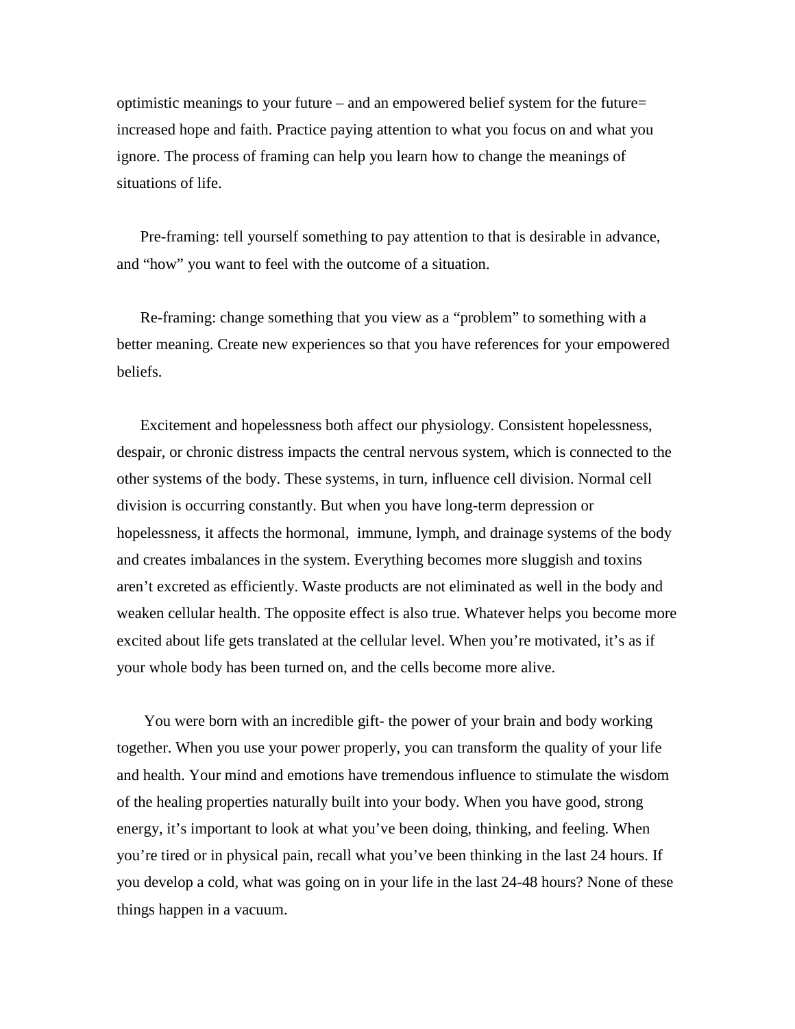optimistic meanings to your future – and an empowered belief system for the future= increased hope and faith. Practice paying attention to what you focus on and what you ignore. The process of framing can help you learn how to change the meanings of situations of life.

Pre-framing: tell yourself something to pay attention to that is desirable in advance, and "how" you want to feel with the outcome of a situation.

Re-framing: change something that you view as a "problem" to something with a better meaning. Create new experiences so that you have references for your empowered beliefs.

Excitement and hopelessness both affect our physiology. Consistent hopelessness, despair, or chronic distress impacts the central nervous system, which is connected to the other systems of the body. These systems, in turn, influence cell division. Normal cell division is occurring constantly. But when you have long-term depression or hopelessness, it affects the hormonal, immune, lymph, and drainage systems of the body and creates imbalances in the system. Everything becomes more sluggish and toxins aren't excreted as efficiently. Waste products are not eliminated as well in the body and weaken cellular health. The opposite effect is also true. Whatever helps you become more excited about life gets translated at the cellular level. When you're motivated, it's as if your whole body has been turned on, and the cells become more alive.

You were born with an incredible gift- the power of your brain and body working together. When you use your power properly, you can transform the quality of your life and health. Your mind and emotions have tremendous influence to stimulate the wisdom of the healing properties naturally built into your body. When you have good, strong energy, it's important to look at what you've been doing, thinking, and feeling. When you're tired or in physical pain, recall what you've been thinking in the last 24 hours. If you develop a cold, what was going on in your life in the last 24-48 hours? None of these things happen in a vacuum.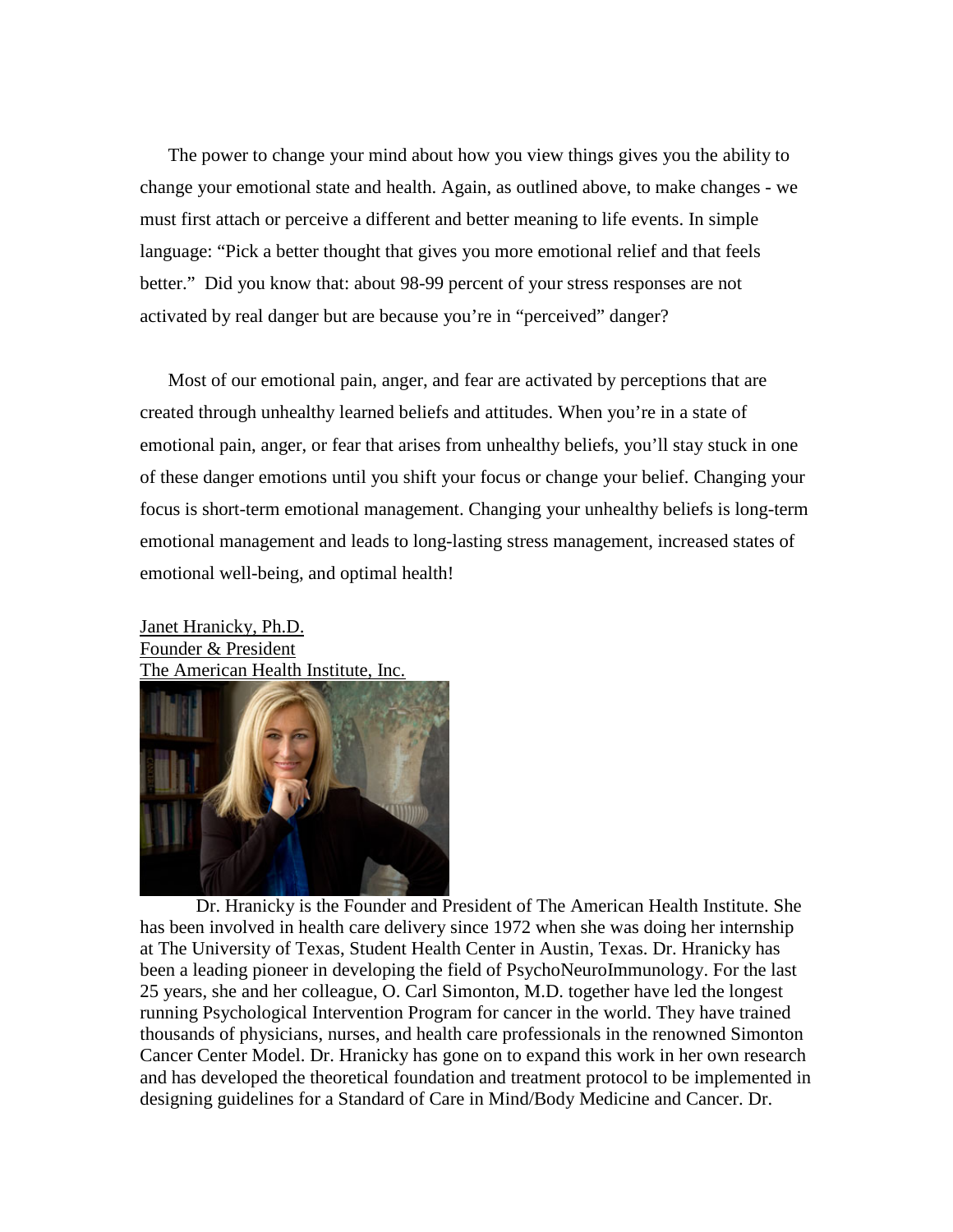The power to change your mind about how you view things gives you the ability to change your emotional state and health. Again, as outlined above, to make changes - we must first attach or perceive a different and better meaning to life events. In simple language: "Pick a better thought that gives you more emotional relief and that feels better." Did you know that: about 98-99 percent of your stress responses are not activated by real danger but are because you're in "perceived" danger?

Most of our emotional pain, anger, and fear are activated by perceptions that are created through unhealthy learned beliefs and attitudes. When you're in a state of emotional pain, anger, or fear that arises from unhealthy beliefs, you'll stay stuck in one of these danger emotions until you shift your focus or change your belief. Changing your focus is short-term emotional management. Changing your unhealthy beliefs is long-term emotional management and leads to long-lasting stress management, increased states of emotional well-being, and optimal health!

Janet Hranicky, Ph.D.
Founder & President
The American Health Institute, Inc.

Dr. Hranicky is the Founder and President of The American Health Institute. She has been involved in health care delivery since 1972 when she was doing her internship at The University of Texas, Student Health Center in Austin, Texas. Dr. Hranicky has been a leading pioneer in developing the field of PsychoNeuroImmunology. For the last 25 years, she and her colleague, O. Carl Simonton, M.D. together have led the longest running Psychological Intervention Program for cancer in the world. They have trained thousands of physicians, nurses, and health care professionals in the renowned Simonton Cancer Center Model. Dr. Hranicky has gone on to expand this work in her own research and has developed the theoretical foundation and treatment protocol to be implemented in designing guidelines for a Standard of Care in Mind/Body Medicine and Cancer. Dr.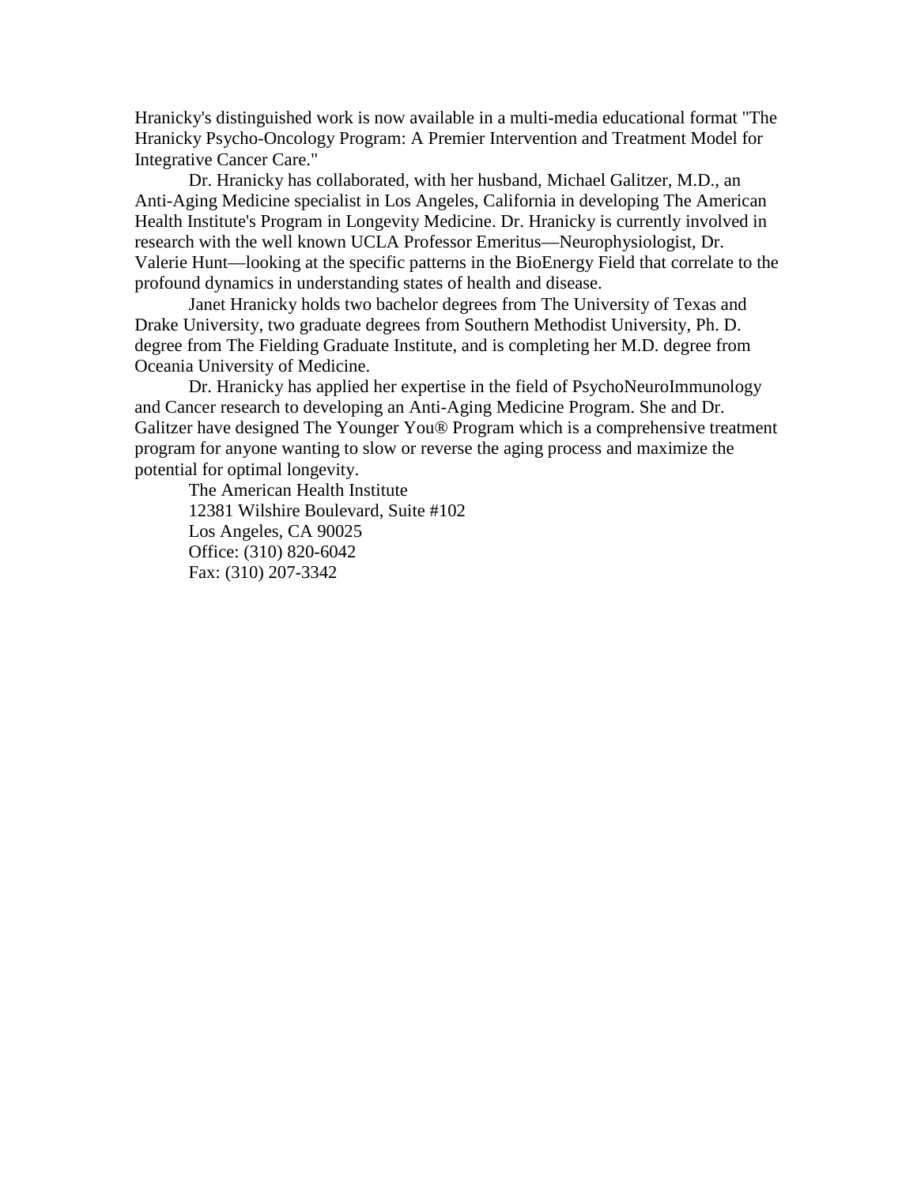Hranicky's distinguished work is now available in a multi-media educational format "The Hranicky Psycho-Oncology Program: A Premier Intervention and Treatment Model for Integrative Cancer Care."

Dr. Hranicky has collaborated, with her husband, Michael Galitzer, M.D., an Anti-Aging Medicine specialist in Los Angeles, California in developing The American Health Institute's Program in Longevity Medicine. Dr. Hranicky is currently involved in research with the well known UCLA Professor Emeritus—Neurophysiologist, Dr. Valerie Hunt—looking at the specific patterns in the BioEnergy Field that correlate to the profound dynamics in understanding states of health and disease.

Janet Hranicky holds two bachelor degrees from The University of Texas and Drake University, two graduate degrees from Southern Methodist University, Ph. D. degree from The Fielding Graduate Institute, and is completing her M.D. degree from Oceania University of Medicine.

Dr. Hranicky has applied her expertise in the field of PsychoNeuroImmunology and Cancer research to developing an Anti-Aging Medicine Program. She and Dr. Galitzer have designed The Younger You® Program which is a comprehensive treatment program for anyone wanting to slow or reverse the aging process and maximize the potential for optimal longevity.

The American Health Institute
12381 Wilshire Boulevard, Suite #102
Los Angeles, CA 90025
Office: (310) 820-6042
Fax: (310) 207-3342